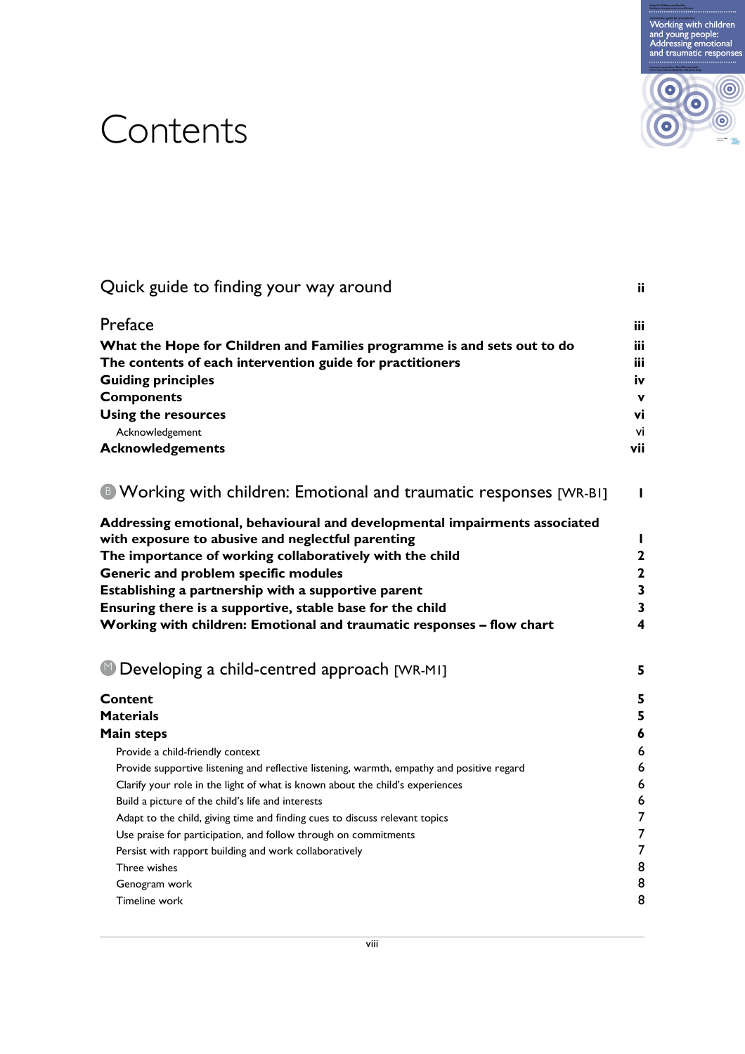# Contents

| | |
|---|---|
| Quick guide to finding your way around | ii |
| Preface | iii |
| **What the Hope for Children and Families programme is and sets out to do** | **iii** |
| **The contents of each intervention guide for practitioners** | **iii** |
| **Guiding principles** | **iv** |
| **Components** | **v** |
| **Using the resources** | **vi** |
| Acknowledgement | vi |
| **Acknowledgements** | **vii** |
| B Working with children: Emotional and traumatic responses [WR-B1] | 1 |
| **Addressing emotional, behavioural and developmental impairments associated with exposure to abusive and neglectful parenting** | **1** |
| **The importance of working collaboratively with the child** | **2** |
| **Generic and problem specific modules** | **2** |
| **Establishing a partnership with a supportive parent** | **3** |
| **Ensuring there is a supportive, stable base for the child** | **3** |
| **Working with children: Emotional and traumatic responses – flow chart** | **4** |
| M Developing a child-centred approach [WR-M1] | 5 |
| **Content** | **5** |
| **Materials** | **5** |
| **Main steps** | **6** |
| Provide a child-friendly context | 6 |
| Provide supportive listening and reflective listening, warmth, empathy and positive regard | 6 |
| Clarify your role in the light of what is known about the child's experiences | 6 |
| Build a picture of the child's life and interests | 6 |
| Adapt to the child, giving time and finding cues to discuss relevant topics | 7 |
| Use praise for participation, and follow through on commitments | 7 |
| Persist with rapport building and work collaboratively | 7 |
| Three wishes | 8 |
| Genogram work | 8 |
| Timeline work | 8 |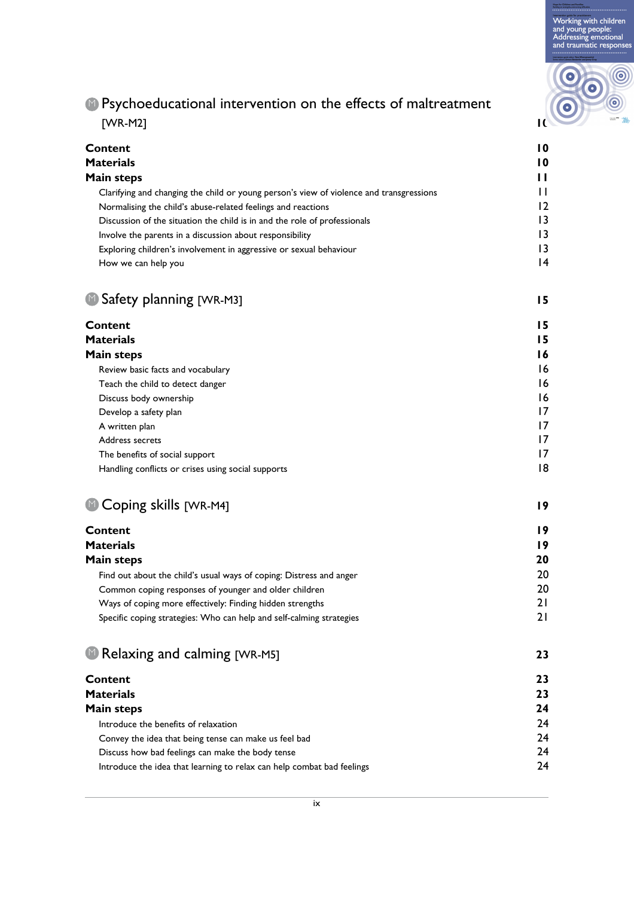## Psychoeducational intervention on the effects of maltreatment [WR-M2] 10

**Content** 10
**Materials** 10
**Main steps** 11

- Clarifying and changing the child or young person's view of violence and transgressions 11
- Normalising the child's abuse-related feelings and reactions 12
- Discussion of the situation the child is in and the role of professionals 13
- Involve the parents in a discussion about responsibility 13
- Exploring children's involvement in aggressive or sexual behaviour 13
- How we can help you 14

## Safety planning [WR-M3] 15

**Content** 15
**Materials** 15
**Main steps** 16

- Review basic facts and vocabulary 16
- Teach the child to detect danger 16
- Discuss body ownership 16
- Develop a safety plan 17
- A written plan 17
- Address secrets 17
- The benefits of social support 17
- Handling conflicts or crises using social supports 18

## Coping skills [WR-M4] 19

**Content** 19
**Materials** 19
**Main steps** 20

- Find out about the child's usual ways of coping: Distress and anger 20
- Common coping responses of younger and older children 20
- Ways of coping more effectively: Finding hidden strengths 21
- Specific coping strategies: Who can help and self-calming strategies 21

## Relaxing and calming [WR-M5] 23

**Content** 23
**Materials** 23
**Main steps** 24

- Introduce the benefits of relaxation 24
- Convey the idea that being tense can make us feel bad 24
- Discuss how bad feelings can make the body tense 24
- Introduce the idea that learning to relax can help combat bad feelings 24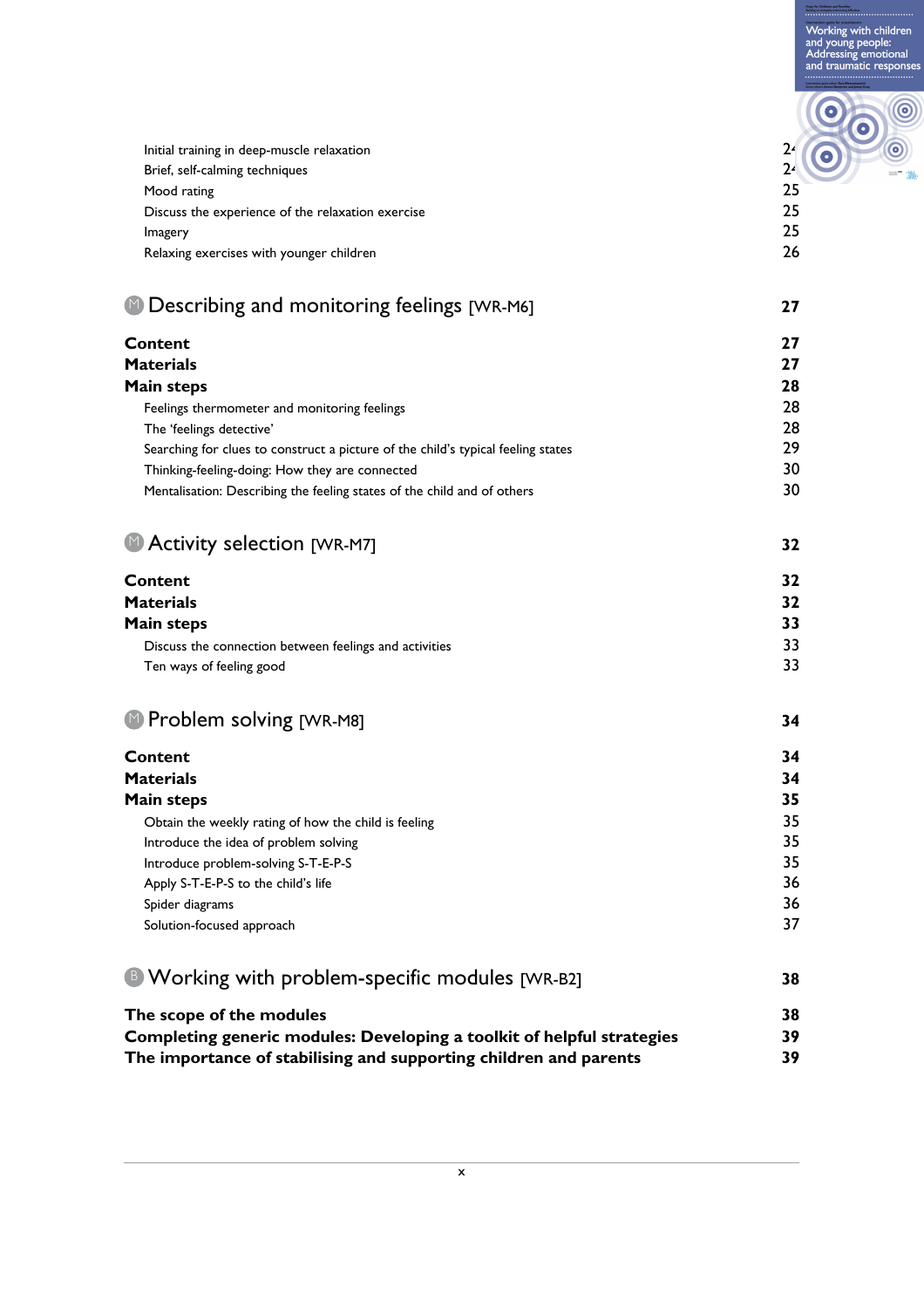Initial training in deep-muscle relaxation 24
Brief, self-calming techniques 24
Mood rating 25
Discuss the experience of the relaxation exercise 25
Imagery 25
Relaxing exercises with younger children 26

## M Describing and monitoring feelings [WR-M6] 27

**Content** 27
**Materials** 27
**Main steps** 28

Feelings thermometer and monitoring feelings 28
The 'feelings detective' 28
Searching for clues to construct a picture of the child's typical feeling states 29
Thinking-feeling-doing: How they are connected 30
Mentalisation: Describing the feeling states of the child and of others 30

## M Activity selection [WR-M7] 32

**Content** 32
**Materials** 32
**Main steps** 33

Discuss the connection between feelings and activities 33
Ten ways of feeling good 33

## M Problem solving [WR-M8] 34

**Content** 34
**Materials** 34
**Main steps** 35

Obtain the weekly rating of how the child is feeling 35
Introduce the idea of problem solving 35
Introduce problem-solving S-T-E-P-S 35
Apply S-T-E-P-S to the child's life 36
Spider diagrams 36
Solution-focused approach 37

## B Working with problem-specific modules [WR-B2] 38

**The scope of the modules** 38
**Completing generic modules: Developing a toolkit of helpful strategies** 39
**The importance of stabilising and supporting children and parents** 39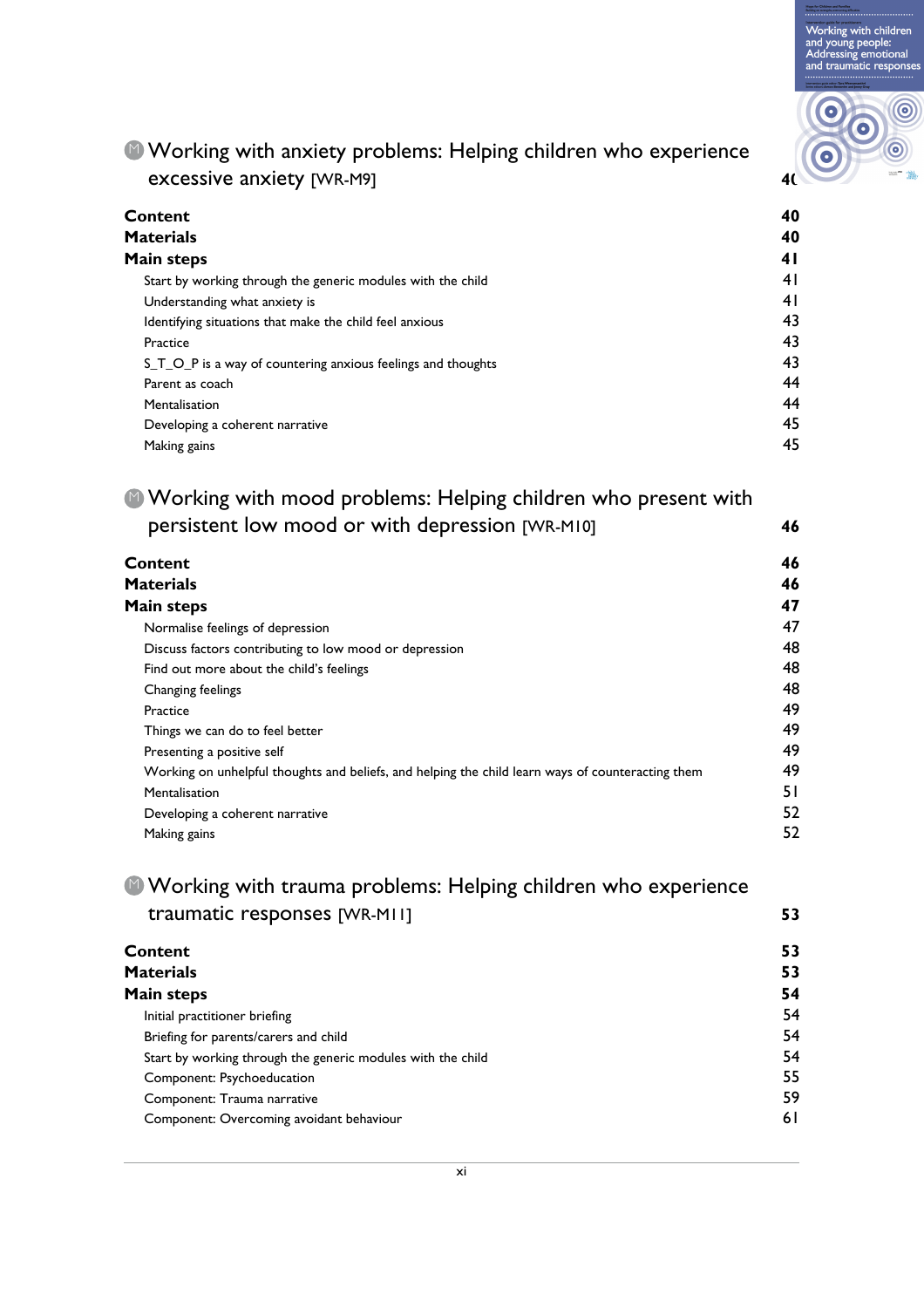## Working with anxiety problems: Helping children who experience excessive anxiety [WR-M9] — 40

**Content** — 40
**Materials** — 40
**Main steps** — 41

- Start by working through the generic modules with the child — 41
- Understanding what anxiety is — 41
- Identifying situations that make the child feel anxious — 43
- Practice — 43
- S_T_O_P is a way of countering anxious feelings and thoughts — 43
- Parent as coach — 44
- Mentalisation — 44
- Developing a coherent narrative — 45
- Making gains — 45

## Working with mood problems: Helping children who present with persistent low mood or with depression [WR-M10] — 46

**Content** — 46
**Materials** — 46
**Main steps** — 47

- Normalise feelings of depression — 47
- Discuss factors contributing to low mood or depression — 48
- Find out more about the child's feelings — 48
- Changing feelings — 48
- Practice — 49
- Things we can do to feel better — 49
- Presenting a positive self — 49
- Working on unhelpful thoughts and beliefs, and helping the child learn ways of counteracting them — 49
- Mentalisation — 51
- Developing a coherent narrative — 52
- Making gains — 52

## Working with trauma problems: Helping children who experience traumatic responses [WR-M11] — 53

**Content** — 53
**Materials** — 53
**Main steps** — 54

- Initial practitioner briefing — 54
- Briefing for parents/carers and child — 54
- Start by working through the generic modules with the child — 54
- Component: Psychoeducation — 55
- Component: Trauma narrative — 59
- Component: Overcoming avoidant behaviour — 61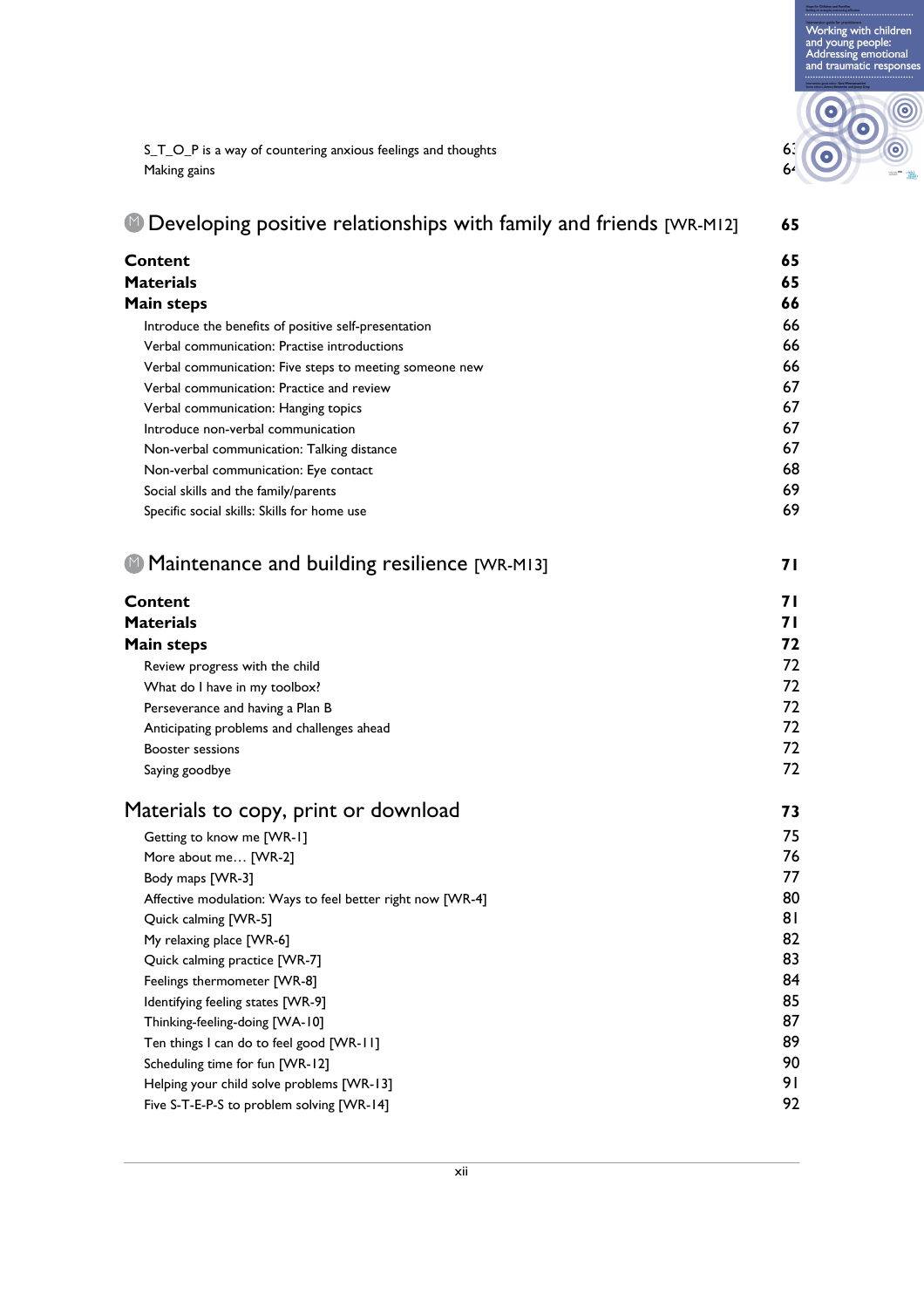S_T_O_P is a way of countering anxious feelings and thoughts 63
Making gains 64

## Ⓜ Developing positive relationships with family and friends [WR-M12] 65

**Content** 65
**Materials** 65
**Main steps** 66

Introduce the benefits of positive self-presentation 66
Verbal communication: Practise introductions 66
Verbal communication: Five steps to meeting someone new 66
Verbal communication: Practice and review 67
Verbal communication: Hanging topics 67
Introduce non-verbal communication 67
Non-verbal communication: Talking distance 67
Non-verbal communication: Eye contact 68
Social skills and the family/parents 69
Specific social skills: Skills for home use 69

## Ⓜ Maintenance and building resilience [WR-M13] 71

**Content** 71
**Materials** 71
**Main steps** 72

Review progress with the child 72
What do I have in my toolbox? 72
Perseverance and having a Plan B 72
Anticipating problems and challenges ahead 72
Booster sessions 72
Saying goodbye 72

## Materials to copy, print or download 73

Getting to know me [WR-1] 75
More about me… [WR-2] 76
Body maps [WR-3] 77
Affective modulation: Ways to feel better right now [WR-4] 80
Quick calming [WR-5] 81
My relaxing place [WR-6] 82
Quick calming practice [WR-7] 83
Feelings thermometer [WR-8] 84
Identifying feeling states [WR-9] 85
Thinking-feeling-doing [WA-10] 87
Ten things I can do to feel good [WR-11] 89
Scheduling time for fun [WR-12] 90
Helping your child solve problems [WR-13] 91
Five S-T-E-P-S to problem solving [WR-14] 92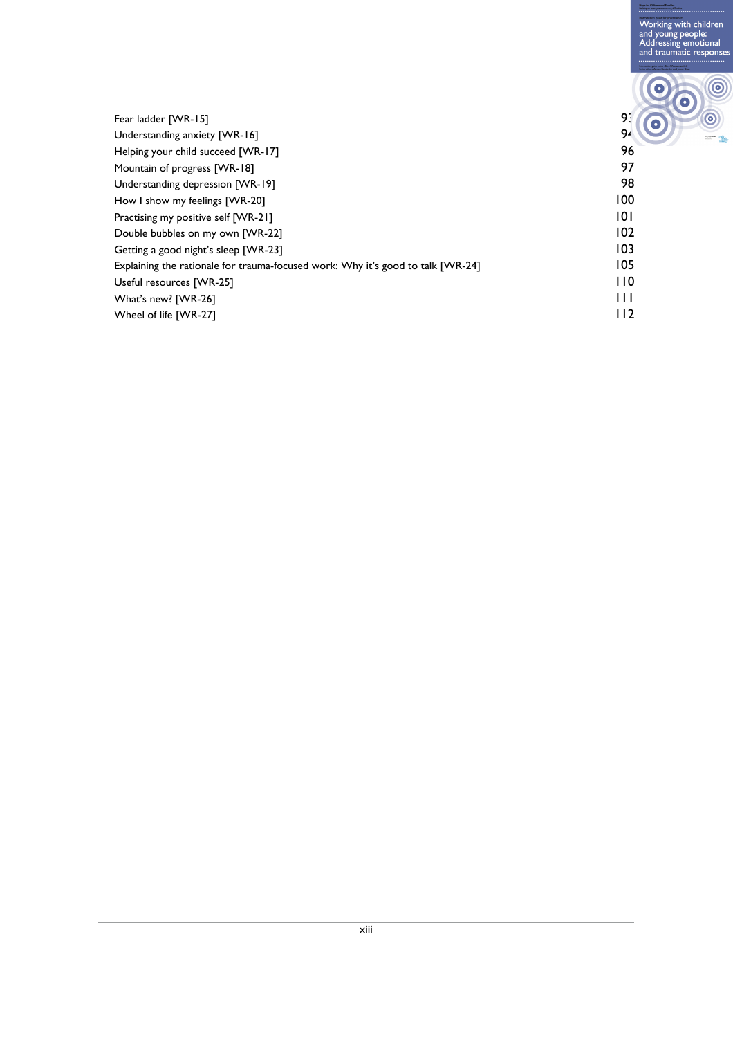Fear ladder [WR-15] 93
Understanding anxiety [WR-16] 94
Helping your child succeed [WR-17] 96
Mountain of progress [WR-18] 97
Understanding depression [WR-19] 98
How I show my feelings [WR-20] 100
Practising my positive self [WR-21] 101
Double bubbles on my own [WR-22] 102
Getting a good night's sleep [WR-23] 103
Explaining the rationale for trauma-focused work: Why it's good to talk [WR-24] 105
Useful resources [WR-25] 110
What's new? [WR-26] 111
Wheel of life [WR-27] 112